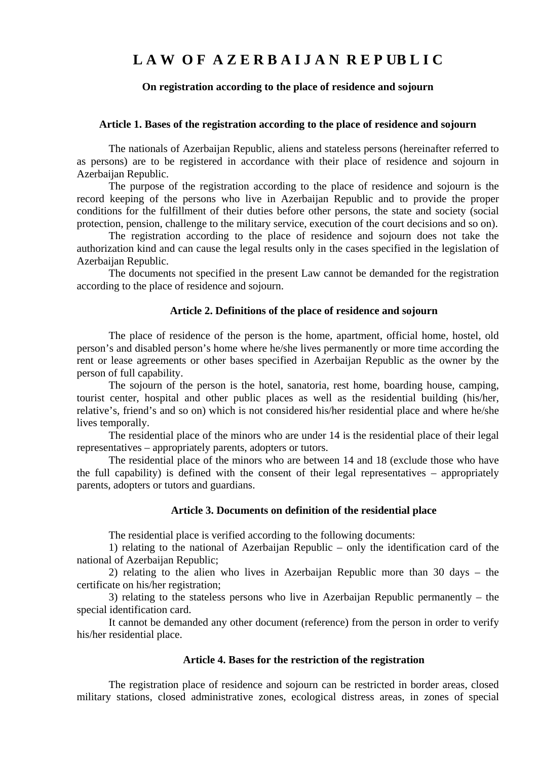# LAW OF AZERBAIJAN REPUBLIC

**On registration according to the place of residence and sojourn**

### Article 1. Bases of the registration according to the place of residence and sojourn

The nationals of Azerbaijan Republic, aliens and stateless persons (hereinafter referred to as persons) are to be registered in accordance with their place of residence and sojourn in Azerbaijan Republic.

The purpose of the registration according to the place of residence and sojourn is the record keeping of the persons who live in Azerbaijan Republic and to provide the proper conditions for the fulfillment of their duties before other persons, the state and society (social protection, pension, challenge to the military service, execution of the court decisions and so on).

The registration according to the place of residence and sojourn does not take the authorization kind and can cause the legal results only in the cases specified in the legislation of Azerbaijan Republic.

The documents not specified in the present Law cannot be demanded for the registration according to the place of residence and sojourn.

### Article 2. Definitions of the place of residence and sojourn

The place of residence of the person is the home, apartment, official home, hostel, old person's and disabled person's home where he/she lives permanently or more time according the rent or lease agreements or other bases specified in Azerbaijan Republic as the owner by the person of full capability.

The sojourn of the person is the hotel, sanatoria, rest home, boarding house, camping, tourist center, hospital and other public places as well as the residential building (his/her, relative's, friend's and so on) which is not considered his/her residential place and where he/she lives temporally.

The residential place of the minors who are under 14 is the residential place of their legal representatives – appropriately parents, adopters or tutors.

The residential place of the minors who are between 14 and 18 (exclude those who have the full capability) is defined with the consent of their legal representatives – appropriately parents, adopters or tutors and guardians.

### Article 3. Documents on definition of the residential place

The residential place is verified according to the following documents:

1) relating to the national of Azerbaijan Republic – only the identification card of the national of Azerbaijan Republic;

2) relating to the alien who lives in Azerbaijan Republic more than 30 days – the certificate on his/her registration;

3) relating to the stateless persons who live in Azerbaijan Republic permanently – the special identification card.

It cannot be demanded any other document (reference) from the person in order to verify his/her residential place.

### Article 4. Bases for the restriction of the registration

The registration place of residence and sojourn can be restricted in border areas, closed military stations, closed administrative zones, ecological distress areas, in zones of special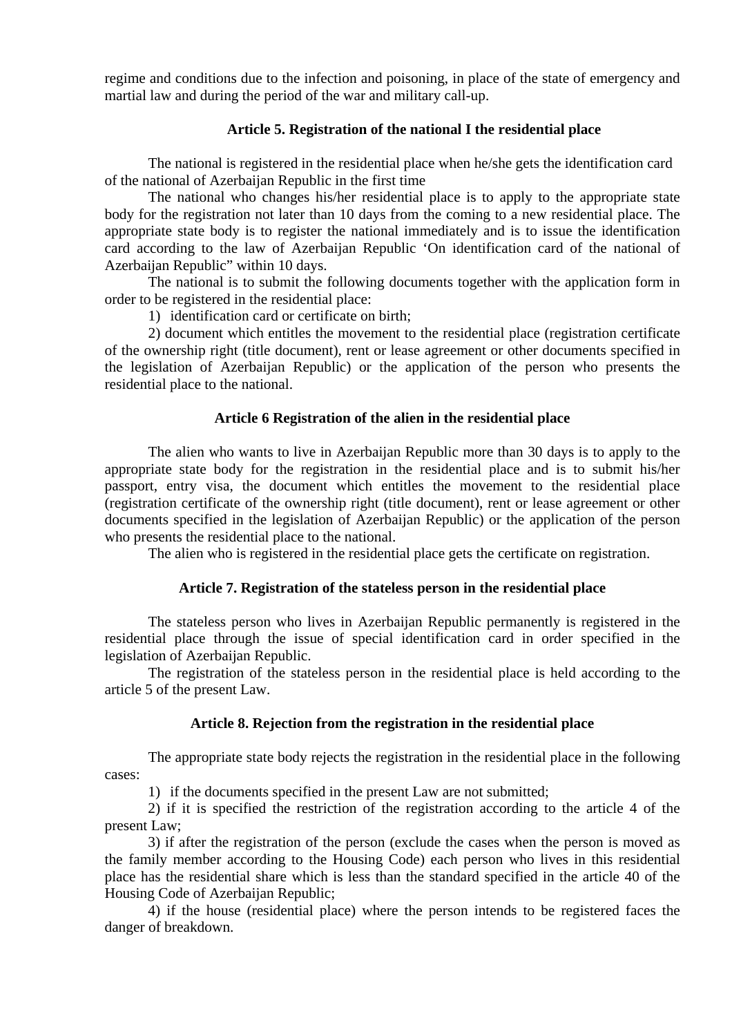regime and conditions due to the infection and poisoning, in place of the state of emergency and martial law and during the period of the war and military call-up.

### Article 5. Registration of the national I the residential place

The national is registered in the residential place when he/she gets the identification card of the national of Azerbaijan Republic in the first time

The national who changes his/her residential place is to apply to the appropriate state body for the registration not later than 10 days from the coming to a new residential place. The appropriate state body is to register the national immediately and is to issue the identification card according to the law of Azerbaijan Republic 'On identification card of the national of Azerbaijan Republic" within 10 days.

The national is to submit the following documents together with the application form in order to be registered in the residential place:

1) identification card or certificate on birth;

2) document which entitles the movement to the residential place (registration certificate of the ownership right (title document), rent or lease agreement or other documents specified in the legislation of Azerbaijan Republic) or the application of the person who presents the residential place to the national.

### Article 6 Registration of the alien in the residential place

The alien who wants to live in Azerbaijan Republic more than 30 days is to apply to the appropriate state body for the registration in the residential place and is to submit his/her passport, entry visa, the document which entitles the movement to the residential place (registration certificate of the ownership right (title document), rent or lease agreement or other documents specified in the legislation of Azerbaijan Republic) or the application of the person who presents the residential place to the national.

The alien who is registered in the residential place gets the certificate on registration.

### Article 7. Registration of the stateless person in the residential place

The stateless person who lives in Azerbaijan Republic permanently is registered in the residential place through the issue of special identification card in order specified in the legislation of Azerbaijan Republic.

The registration of the stateless person in the residential place is held according to the article 5 of the present Law.

### Article 8. Rejection from the registration in the residential place

The appropriate state body rejects the registration in the residential place in the following cases:

1) if the documents specified in the present Law are not submitted;

2) if it is specified the restriction of the registration according to the article 4 of the present Law;

3) if after the registration of the person (exclude the cases when the person is moved as the family member according to the Housing Code) each person who lives in this residential place has the residential share which is less than the standard specified in the article 40 of the Housing Code of Azerbaijan Republic;

4) if the house (residential place) where the person intends to be registered faces the danger of breakdown.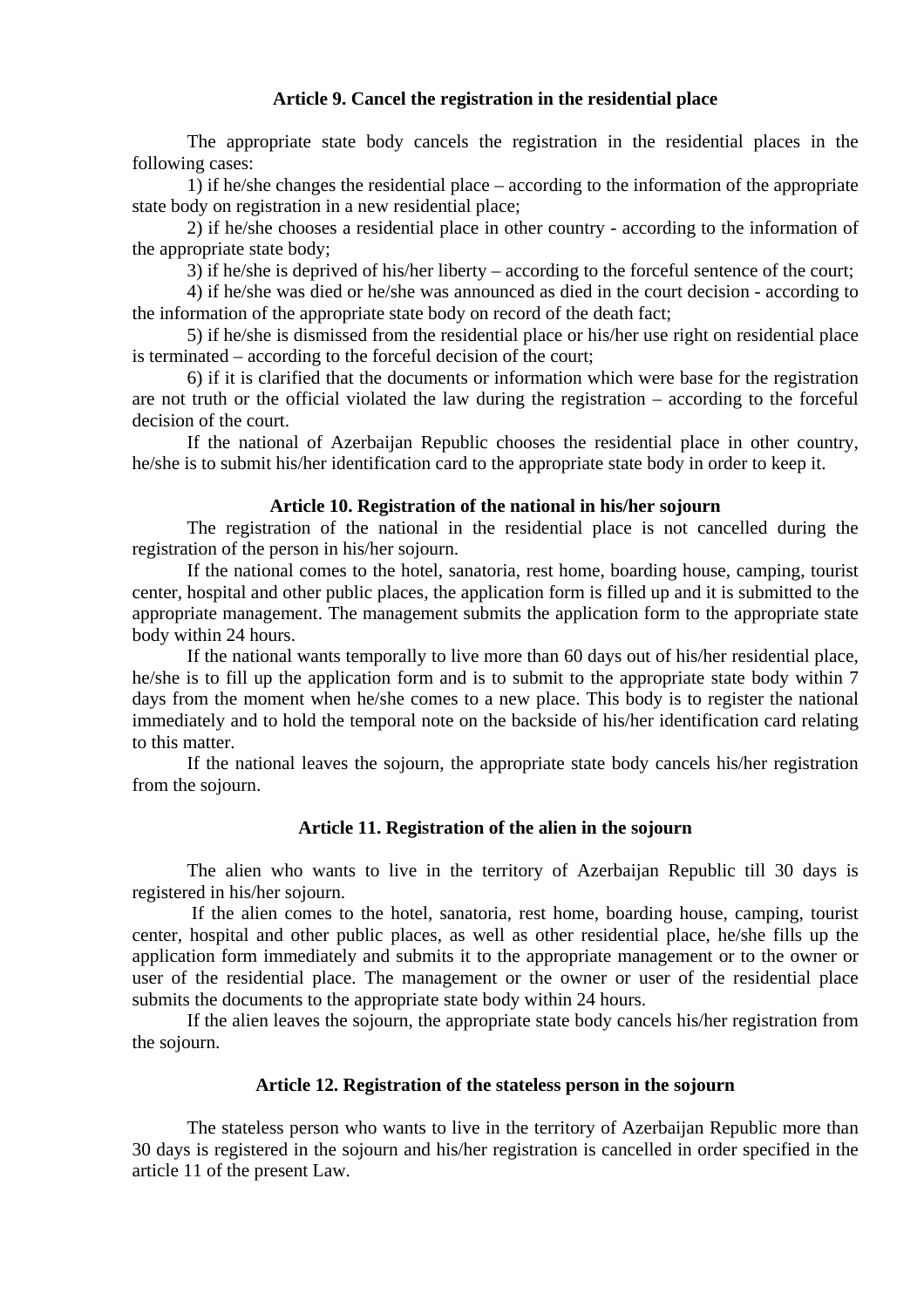### Article 9. Cancel the registration in the residential place

The appropriate state body cancels the registration in the residential places in the following cases:

1) if he/she changes the residential place – according to the information of the appropriate state body on registration in a new residential place;

2) if he/she chooses a residential place in other country - according to the information of the appropriate state body;

3) if he/she is deprived of his/her liberty – according to the forceful sentence of the court;

4) if he/she was died or he/she was announced as died in the court decision - according to the information of the appropriate state body on record of the death fact;

5) if he/she is dismissed from the residential place or his/her use right on residential place is terminated – according to the forceful decision of the court;

6) if it is clarified that the documents or information which were base for the registration are not truth or the official violated the law during the registration – according to the forceful decision of the court.

If the national of Azerbaijan Republic chooses the residential place in other country, he/she is to submit his/her identification card to the appropriate state body in order to keep it.

### Article 10. Registration of the national in his/her sojourn

The registration of the national in the residential place is not cancelled during the registration of the person in his/her sojourn.

If the national comes to the hotel, sanatoria, rest home, boarding house, camping, tourist center, hospital and other public places, the application form is filled up and it is submitted to the appropriate management. The management submits the application form to the appropriate state body within 24 hours.

If the national wants temporally to live more than 60 days out of his/her residential place, he/she is to fill up the application form and is to submit to the appropriate state body within 7 days from the moment when he/she comes to a new place. This body is to register the national immediately and to hold the temporal note on the backside of his/her identification card relating to this matter.

If the national leaves the sojourn, the appropriate state body cancels his/her registration from the sojourn.

### Article 11. Registration of the alien in the sojourn

The alien who wants to live in the territory of Azerbaijan Republic till 30 days is registered in his/her sojourn.

If the alien comes to the hotel, sanatoria, rest home, boarding house, camping, tourist center, hospital and other public places, as well as other residential place, he/she fills up the application form immediately and submits it to the appropriate management or to the owner or user of the residential place. The management or the owner or user of the residential place submits the documents to the appropriate state body within 24 hours.

If the alien leaves the sojourn, the appropriate state body cancels his/her registration from the sojourn.

### Article 12. Registration of the stateless person in the sojourn

The stateless person who wants to live in the territory of Azerbaijan Republic more than 30 days is registered in the sojourn and his/her registration is cancelled in order specified in the article 11 of the present Law.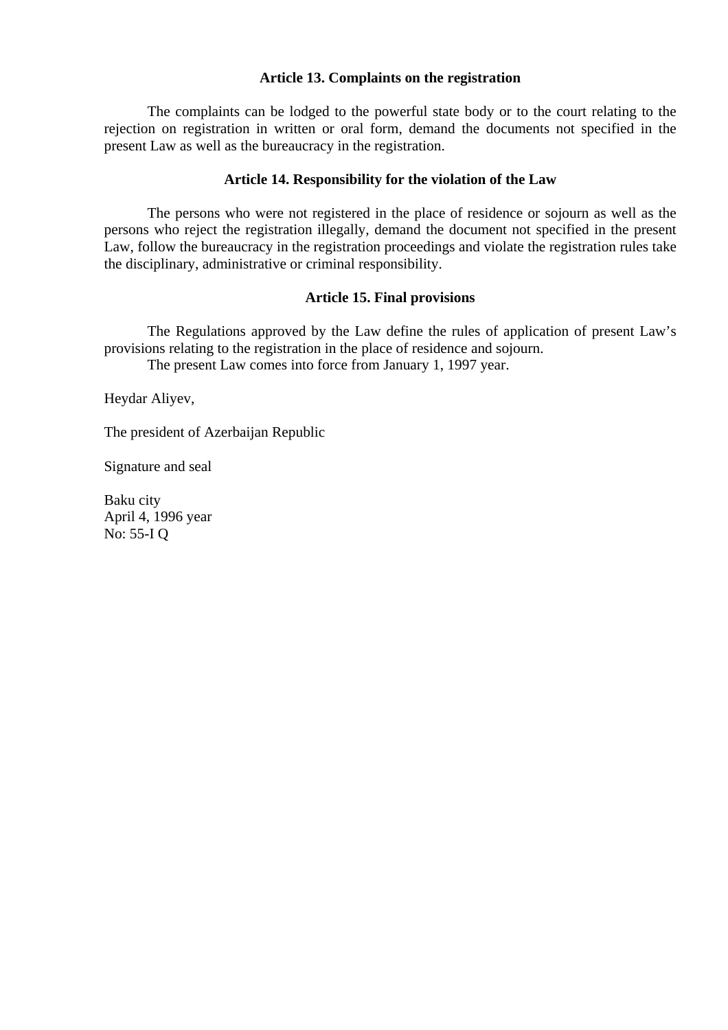### Article 13. Complaints on the registration

The complaints can be lodged to the powerful state body or to the court relating to the rejection on registration in written or oral form, demand the documents not specified in the present Law as well as the bureaucracy in the registration.

### Article 14. Responsibility for the violation of the Law

The persons who were not registered in the place of residence or sojourn as well as the persons who reject the registration illegally, demand the document not specified in the present Law, follow the bureaucracy in the registration proceedings and violate the registration rules take the disciplinary, administrative or criminal responsibility.

### Article 15. Final provisions

The Regulations approved by the Law define the rules of application of present Law's provisions relating to the registration in the place of residence and sojourn.
The present Law comes into force from January 1, 1997 year.

Heydar Aliyev,

The president of Azerbaijan Republic

Signature and seal

Baku city
April 4, 1996 year
No: 55-I Q